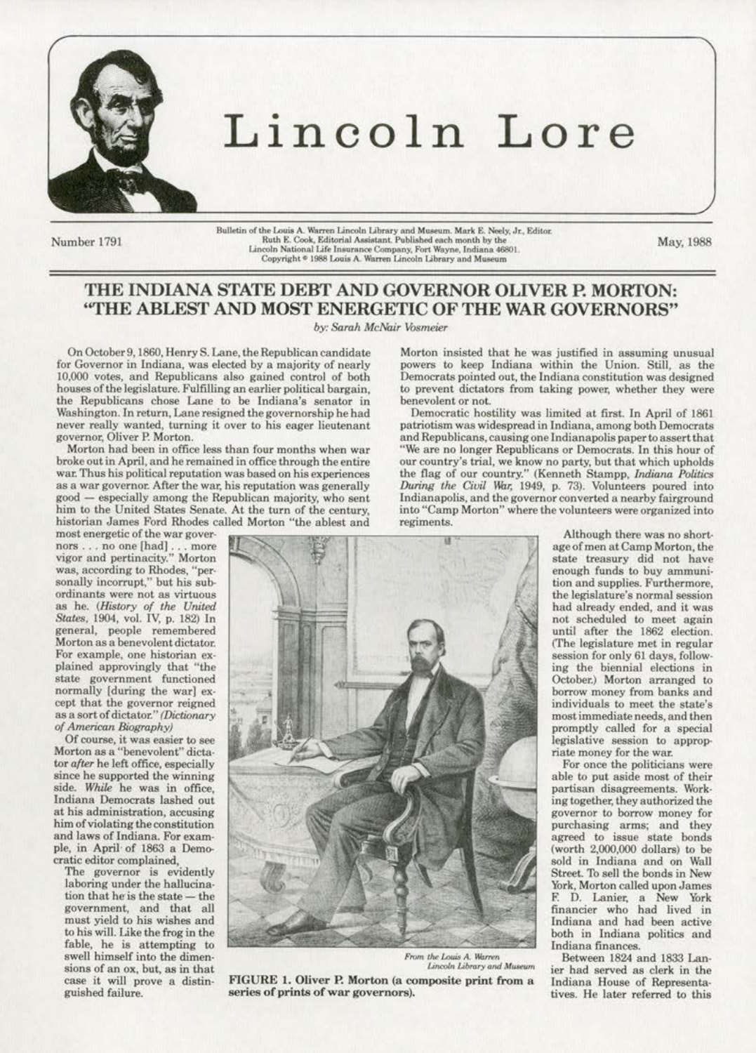# Lincoln Lore

Number 1791

Bulletin of the Louis A. Warren Lincoln Library and Museum. Mark E. Neely, Jr., Editor. Ruth E. Cook, Editorial Assistant. Published each month by the Lincoln National Life Insurance Company, Fort Wayne, Indiana 46801. Copyright © 1988 Louis A. Warren Lincoln Library and Museum

May, 1988

## THE INDIANA STATE DEBT AND GOVERNOR OLIVER P. MORTON: "THE ABLEST AND MOST ENERGETIC OF THE WAR GOVERNORS"

*by: Sarah McNair Vosmeier*

On October 9, 1860, Henry S. Lane, the Republican candidate for Governor in Indiana, was elected by a majority of nearly 10,000 votes, and Republicans also gained control of both houses of the legislature. Fulfilling an earlier political bargain, the Republicans chose Lane to be Indiana's senator in Washington. In return, Lane resigned the governorship he had never really wanted, turning it over to his eager lieutenant governor, Oliver P. Morton.

Morton had been in office less than four months when war broke out in April, and he remained in office through the entire war. Thus his political reputation was based on his experiences as a war governor. After the war, his reputation was generally good — especially among the Republican majority, who sent him to the United States Senate. At the turn of the century, historian James Ford Rhodes called Morton "the ablest and most energetic of the war governors . . . no one [had] . . . more vigor and pertinacity." Morton was, according to Rhodes, "personally incorrupt," but his subordinates were not as virtuous as he. (*History of the United States*, 1904, vol. IV, p. 182) In general, people remembered Morton as a benevolent dictator. For example, one historian explained approvingly that "the state government functioned normally [during the war] except that the governor reigned as a sort of dictator." (*Dictionary of American Biography*)

Of course, it was easier to see Morton as a "benevolent" dictator *after* he left office, especially since he supported the winning side. *While* he was in office, Indiana Democrats lashed out at his administration, accusing him of violating the constitution and laws of Indiana. For example, in April of 1863 a Democratic editor complained,

> The governor is evidently laboring under the hallucination that he is the state — the government, and that all must yield to his wishes and to his will. Like the frog in the fable, he is attempting to swell himself into the dimensions of an ox, but, as in that case it will prove a distinguished failure.

Morton insisted that he was justified in assuming unusual powers to keep Indiana within the Union. Still, as the Democrats pointed out, the Indiana constitution was designed to prevent dictators from taking power, whether they were benevolent or not.

Democratic hostility was limited at first. In April of 1861 patriotism was widespread in Indiana, among both Democrats and Republicans, causing one Indianapolis paper to assert that "We are no longer Republicans or Democrats. In this hour of our country's trial, we know no party, but that which upholds the flag of our country." (Kenneth Stampp, *Indiana Politics During the Civil War*, 1949, p. 73). Volunteers poured into Indianapolis, and the governor converted a nearby fairground into "Camp Morton" where the volunteers were organized into regiments.

From the Louis A. Warren Lincoln Library and Museum

**FIGURE 1. Oliver P. Morton (a composite print from a series of prints of war governors).**

Although there was no shortage of men at Camp Morton, the state treasury did not have enough funds to buy ammunition and supplies. Furthermore, the legislature's normal session had already ended, and it was not scheduled to meet again until after the 1862 election. (The legislature met in regular session for only 61 days, following the biennial elections in October.) Morton arranged to borrow money from banks and individuals to meet the state's most immediate needs, and then promptly called for a special legislative session to appropriate money for the war.

For once the politicians were able to put aside most of their partisan disagreements. Working together, they authorized the governor to borrow money for purchasing arms; and they agreed to issue state bonds (worth 2,000,000 dollars) to be sold in Indiana and on Wall Street. To sell the bonds in New York, Morton called upon James F. D. Lanier, a New York financier who had lived in Indiana and had been active both in Indiana politics and Indiana finances.

Between 1824 and 1833 Lanier had served as clerk in the Indiana House of Representatives. He later referred to this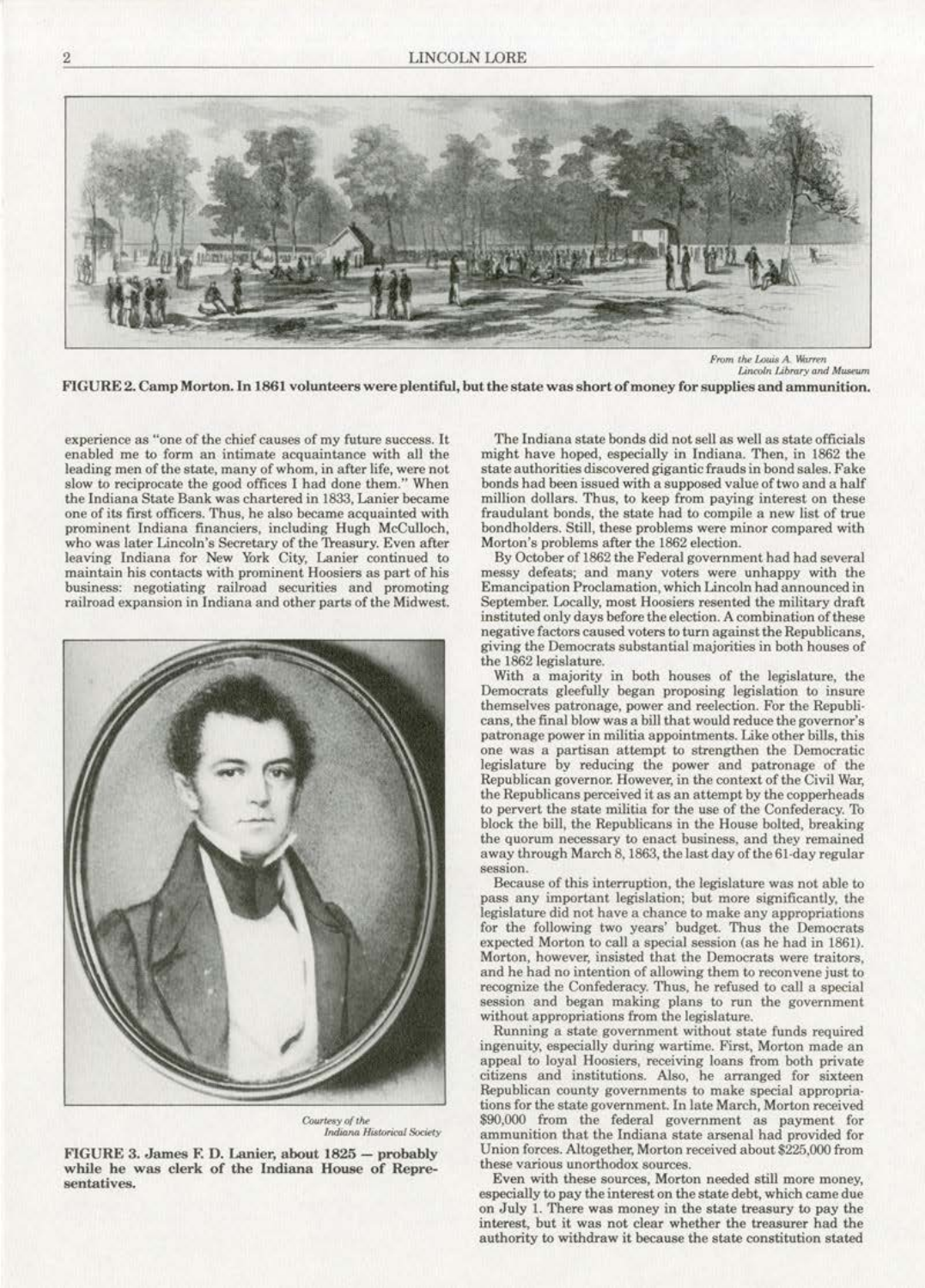From the Louis A. Warren Lincoln Library and Museum

**FIGURE 2. Camp Morton. In 1861 volunteers were plentiful, but the state was short of money for supplies and ammunition.**

experience as "one of the chief causes of my future success. It enabled me to form an intimate acquaintance with all the leading men of the state, many of whom, in after life, were not slow to reciprocate the good offices I had done them." When the Indiana State Bank was chartered in 1833, Lanier became one of its first officers. Thus, he also became acquainted with prominent Indiana financiers, including Hugh McCulloch, who was later Lincoln's Secretary of the Treasury. Even after leaving Indiana for New York City, Lanier continued to maintain his contacts with prominent Hoosiers as part of his business: negotiating railroad securities and promoting railroad expansion in Indiana and other parts of the Midwest.

Courtesy of the Indiana Historical Society

**FIGURE 3. James F. D. Lanier, about 1825 — probably while he was clerk of the Indiana House of Representatives.**

The Indiana state bonds did not sell as well as state officials might have hoped, especially in Indiana. Then, in 1862 the state authorities discovered gigantic frauds in bond sales. Fake bonds had been issued with a supposed value of two and a half million dollars. Thus, to keep from paying interest on these fraudulant bonds, the state had to compile a new list of true bondholders. Still, these problems were minor compared with Morton's problems after the 1862 election.

By October of 1862 the Federal government had had several messy defeats; and many voters were unhappy with the Emancipation Proclamation, which Lincoln had announced in September. Locally, most Hoosiers resented the military draft instituted only days before the election. A combination of these negative factors caused voters to turn against the Republicans, giving the Democrats substantial majorities in both houses of the 1862 legislature.

With a majority in both houses of the legislature, the Democrats gleefully began proposing legislation to insure themselves patronage, power and reelection. For the Republicans, the final blow was a bill that would reduce the governor's patronage power in militia appointments. Like other bills, this one was a partisan attempt to strengthen the Democratic legislature by reducing the power and patronage of the Republican governor. However, in the context of the Civil War, the Republicans perceived it as an attempt by the copperheads to pervert the state militia for the use of the Confederacy. To block the bill, the Republicans in the House bolted, breaking the quorum necessary to enact business, and they remained away through March 8, 1863, the last day of the 61-day regular session.

Because of this interruption, the legislature was not able to pass any important legislation; but more significantly, the legislature did not have a chance to make any appropriations for the following two years' budget. Thus the Democrats expected Morton to call a special session (as he had in 1861). Morton, however, insisted that the Democrats were traitors, and he had no intention of allowing them to reconvene just to recognize the Confederacy. Thus, he refused to call a special session and began making plans to run the government without appropriations from the legislature.

Running a state government without state funds required ingenuity, especially during wartime. First, Morton made an appeal to loyal Hoosiers, receiving loans from both private citizens and institutions. Also, he arranged for sixteen Republican county governments to make special appropriations for the state government. In late March, Morton received $90,000 from the federal government as payment for ammunition that the Indiana state arsenal had provided for Union forces. Altogether, Morton received about $225,000 from these various unorthodox sources.

Even with these sources, Morton needed still more money, especially to pay the interest on the state debt, which came due on July 1. There was money in the state treasury to pay the interest, but it was not clear whether the treasurer had the authority to withdraw it because the state constitution stated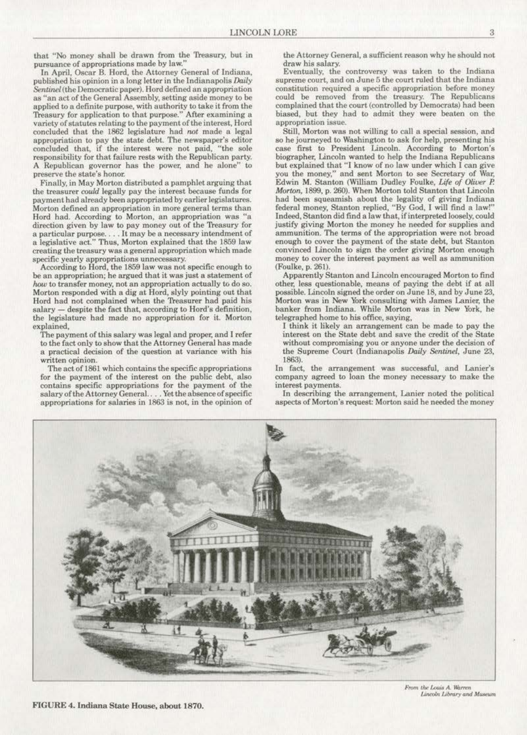that "No money shall be drawn from the Treasury, but in pursuance of appropriations made by law."

In April, Oscar B. Hord, the Attorney General of Indiana, published his opinion in a long letter in the Indianapolis *Daily Sentinel* (the Democratic paper). Hord defined an appropriation as "an act of the General Assembly, setting aside money to be applied to a definite purpose, with authority to take it from the Treasury for application to that purpose." After examining a variety of statutes relating to the payment of the interest, Hord concluded that the 1862 legislature had *not* made a legal appropriation to pay the state debt. The newspaper's editor concluded that, if the interest were not paid, "the sole responsibility for that failure rests with the Republican party. A Republican governor has the power, and he alone" to preserve the state's honor.

Finally, in May Morton distributed a pamphlet arguing that the treasurer *could* legally pay the interest because funds for payment had already been appropriated by earlier legislatures. Morton defined an appropriation in more general terms than Hord had. According to Morton, an appropriation was "a direction given by law to pay money out of the Treasury for a particular purpose. . . . It may be a necessary intendment of a legislative act." Thus, Morton explained that the 1859 law creating the treasury was a general appropriation which made specific yearly appropriations unnecessary.

According to Hord, the 1859 law was not specific enough to be an appropriation; he argued that it was just a statement of *how* to transfer money, not an appropriation actually to do so. Morton responded with a dig at Hord, slyly pointing out that Hord had not complained when the Treasurer had paid his salary — despite the fact that, according to Hord's definition, the legislature had made no appropriation for it. Morton explained,

> The payment of this salary was legal and proper, and I refer to the fact only to show that the Attorney General has made a practical decision of the question at variance with his written opinion.
>
> The act of 1861 which contains the specific appropriations for the payment of the interest on the public debt, also contains specific appropriations for the payment of the salary of the Attorney General. . . . Yet the absence of specific appropriations for salaries in 1863 is not, in the opinion of the Attorney General, a sufficient reason why he should not draw his salary.

Eventually, the controversy was taken to the Indiana supreme court, and on June 5 the court ruled that the Indiana constitution required a specific appropriation before money could be removed from the treasury. The Republicans complained that the court (controlled by Democrats) had been biased, but they had to admit they were beaten on the appropriation issue.

Still, Morton was not willing to call a special session, and so he journeyed to Washington to ask for help, presenting his case first to President Lincoln. According to Morton's biographer, Lincoln wanted to help the Indiana Republicans but explained that "I know of no law under which I can give you the money," and sent Morton to see Secretary of War, Edwin M. Stanton (William Dudley Foulke, *Life of Oliver P. Morton*, 1899, p. 260). When Morton told Stanton that Lincoln had been squeamish about the legality of giving Indiana federal money, Stanton replied, "By God, I will find a law!" Indeed, Stanton did find a law that, if interpreted loosely, could justify giving Morton the money he needed for supplies and ammunition. The terms of the appropriation were not broad enough to cover the payment of the state debt, but Stanton convinced Lincoln to sign the order giving Morton enough money to cover the interest payment as well as ammunition (Foulke, p. 261).

Apparently Stanton and Lincoln encouraged Morton to find other, less questionable, means of paying the debt if at all possible. Lincoln signed the order on June 18, and by June 23, Morton was in New York consulting with James Lanier, the banker from Indiana. While Morton was in New York, he telegraphed home to his office, saying,

> I think it likely an arrangement can be made to pay the interest on the State debt and save the credit of the State without compromising you or anyone under the decision of the Supreme Court (Indianapolis *Daily Sentinel*, June 23, 1863).

In fact, the arrangement was successful, and Lanier's company agreed to loan the money necessary to make the interest payments.

In describing the arrangement, Lanier noted the political aspects of Morton's request: Morton said he needed the money

*From the Louis A. Warren Lincoln Library and Museum*

**FIGURE 4. Indiana State House, about 1870.**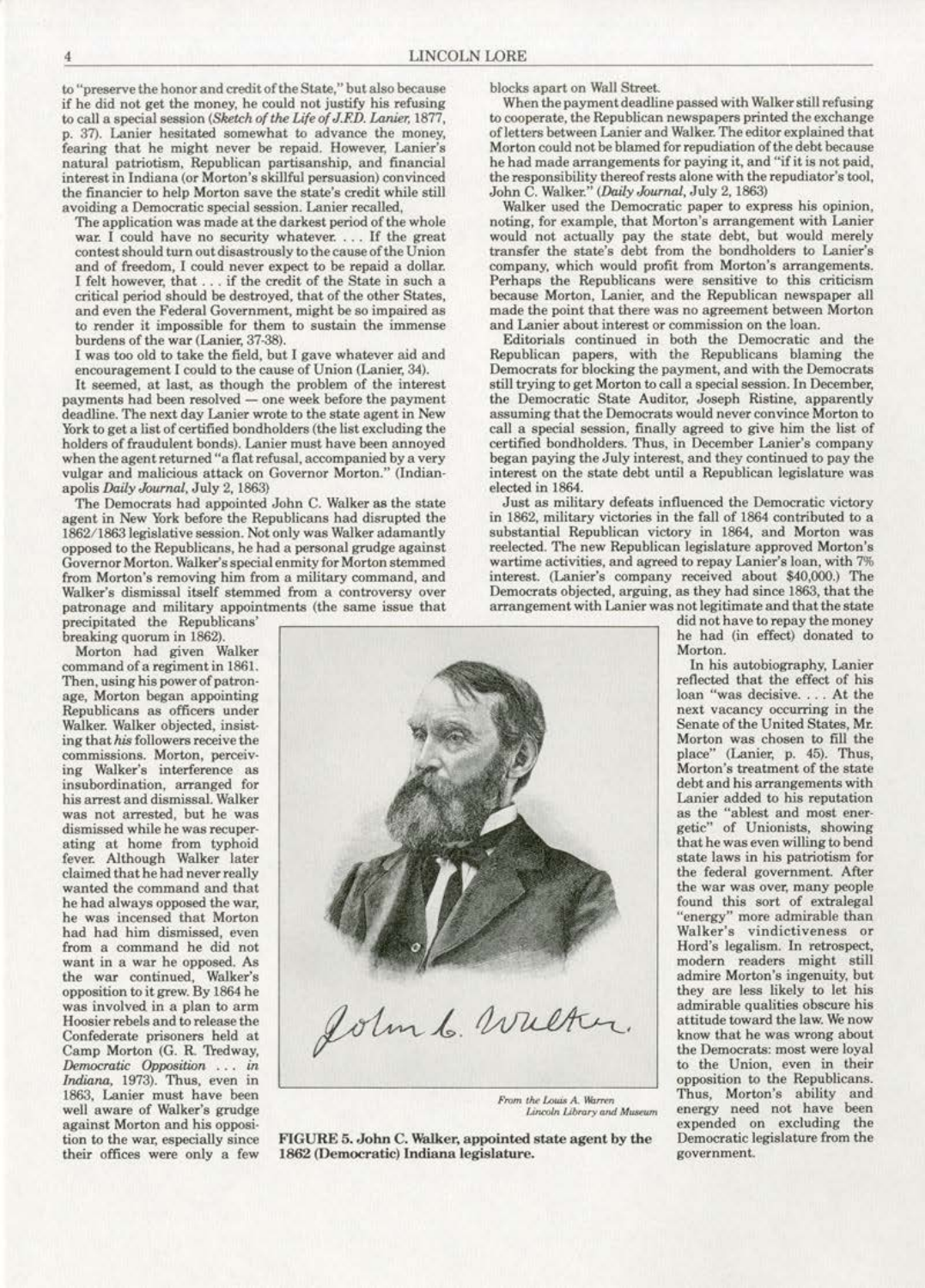to "preserve the honor and credit of the State," but also because if he did not get the money, he could not justify his refusing to call a special session (*Sketch of the Life of J.F.D. Lanier*, 1877, p. 37). Lanier hesitated somewhat to advance the money, fearing that he might never be repaid. However, Lanier's natural patriotism, Republican partisanship, and financial interest in Indiana (or Morton's skillful persuasion) convinced the financier to help Morton save the state's credit while still avoiding a Democratic special session. Lanier recalled,

The application was made at the darkest period of the whole war. I could have no security whatever. . . . If the great contest should turn out disastrously to the cause of the Union and of freedom, I could never expect to be repaid a dollar. I felt however, that . . . if the credit of the State in such a critical period should be destroyed, that of the other States, and even the Federal Government, might be so impaired as to render it impossible for them to sustain the immense burdens of the war (Lanier, 37-38).

I was too old to take the field, but I gave whatever aid and encouragement I could to the cause of Union (Lanier, 34).

It seemed, at last, as though the problem of the interest payments had been resolved — one week before the payment deadline. The next day Lanier wrote to the state agent in New York to get a list of certified bondholders (the list excluding the holders of fraudulent bonds). Lanier must have been annoyed when the agent returned "a flat refusal, accompanied by a very vulgar and malicious attack on Governor Morton." (Indianapolis *Daily Journal*, July 2, 1863)

The Democrats had appointed John C. Walker as the state agent in New York before the Republicans had disrupted the 1862/1863 legislative session. Not only was Walker adamantly opposed to the Republicans, he had a personal grudge against Governor Morton. Walker's special enmity for Morton stemmed from Morton's removing him from a military command, and Walker's dismissal itself stemmed from a controversy over patronage and military appointments (the same issue that precipitated the Republicans' breaking quorum in 1862).

Morton had given Walker command of a regiment in 1861. Then, using his power of patronage, Morton began appointing Republicans as officers under Walker. Walker objected, insisting that *his* followers receive the commissions. Morton, perceiving Walker's interference as insubordination, arranged for his arrest and dismissal. Walker was not arrested, but he was dismissed while he was recuperating at home from typhoid fever. Although Walker later claimed that he had never really wanted the command and that he had always opposed the war, he was incensed that Morton had had him dismissed, even from a command he did not want in a war he opposed. As the war continued, Walker's opposition to it grew. By 1864 he was involved in a plan to arm Hoosier rebels and to release the Confederate prisoners held at Camp Morton (G. R. Tredway, *Democratic Opposition . . . in Indiana*, 1973). Thus, even in 1863, Lanier must have been well aware of Walker's grudge against Morton and his opposition to the war, especially since their offices were only a few blocks apart on Wall Street.

When the payment deadline passed with Walker still refusing to cooperate, the Republican newspapers printed the exchange of letters between Lanier and Walker. The editor explained that Morton could not be blamed for repudiation of the debt because he had made arrangements for paying it, and "if it is not paid, the responsibility thereof rests alone with the repudiator's tool, John C. Walker." (*Daily Journal*, July 2, 1863)

Walker used the Democratic paper to express his opinion, noting, for example, that Morton's arrangement with Lanier would not actually pay the state debt, but would merely transfer the state's debt from the bondholders to Lanier's company, which would profit from Morton's arrangements. Perhaps the Republicans were sensitive to this criticism because Morton, Lanier, and the Republican newspaper all made the point that there was no agreement between Morton and Lanier about interest or commission on the loan.

Editorials continued in both the Democratic and the Republican papers, with the Republicans blaming the Democrats for blocking the payment, and with the Democrats still trying to get Morton to call a special session. In December, the Democratic State Auditor, Joseph Ristine, apparently assuming that the Democrats would never convince Morton to call a special session, finally agreed to give him the list of certified bondholders. Thus, in December Lanier's company began paying the July interest, and they continued to pay the interest on the state debt until a Republican legislature was elected in 1864.

Just as military defeats influenced the Democratic victory in 1862, military victories in the fall of 1864 contributed to a substantial Republican victory in 1864, and Morton was reelected. The new Republican legislature approved Morton's wartime activities, and agreed to repay Lanier's loan, with 7% interest. (Lanier's company received about $40,000.) The Democrats objected, arguing, as they had since 1863, that the arrangement with Lanier was not legitimate and that the state did not have to repay the money he had (in effect) donated to Morton.

In his autobiography, Lanier reflected that the effect of his loan "was decisive. . . . At the next vacancy occurring in the Senate of the United States, Mr. Morton was chosen to fill the place" (Lanier, p. 45). Thus, Morton's treatment of the state debt and his arrangements with Lanier added to his reputation as the "ablest and most energetic" of Unionists, showing that he was even willing to bend state laws in his patriotism for the federal government. After the war was over, many people found this sort of extralegal "energy" more admirable than Walker's vindictiveness or Hord's legalism. In retrospect, modern readers might still admire Morton's ingenuity, but they are less likely to let his admirable qualities obscure his attitude toward the law. We now know that he was wrong about the Democrats: most were loyal to the Union, even in their opposition to the Republicans. Thus, Morton's ability and energy need not have been expended on excluding the Democratic legislature from the government.

John C. Walker.

*From the Louis A. Warren Lincoln Library and Museum*

**FIGURE 5. John C. Walker, appointed state agent by the 1862 (Democratic) Indiana legislature.**